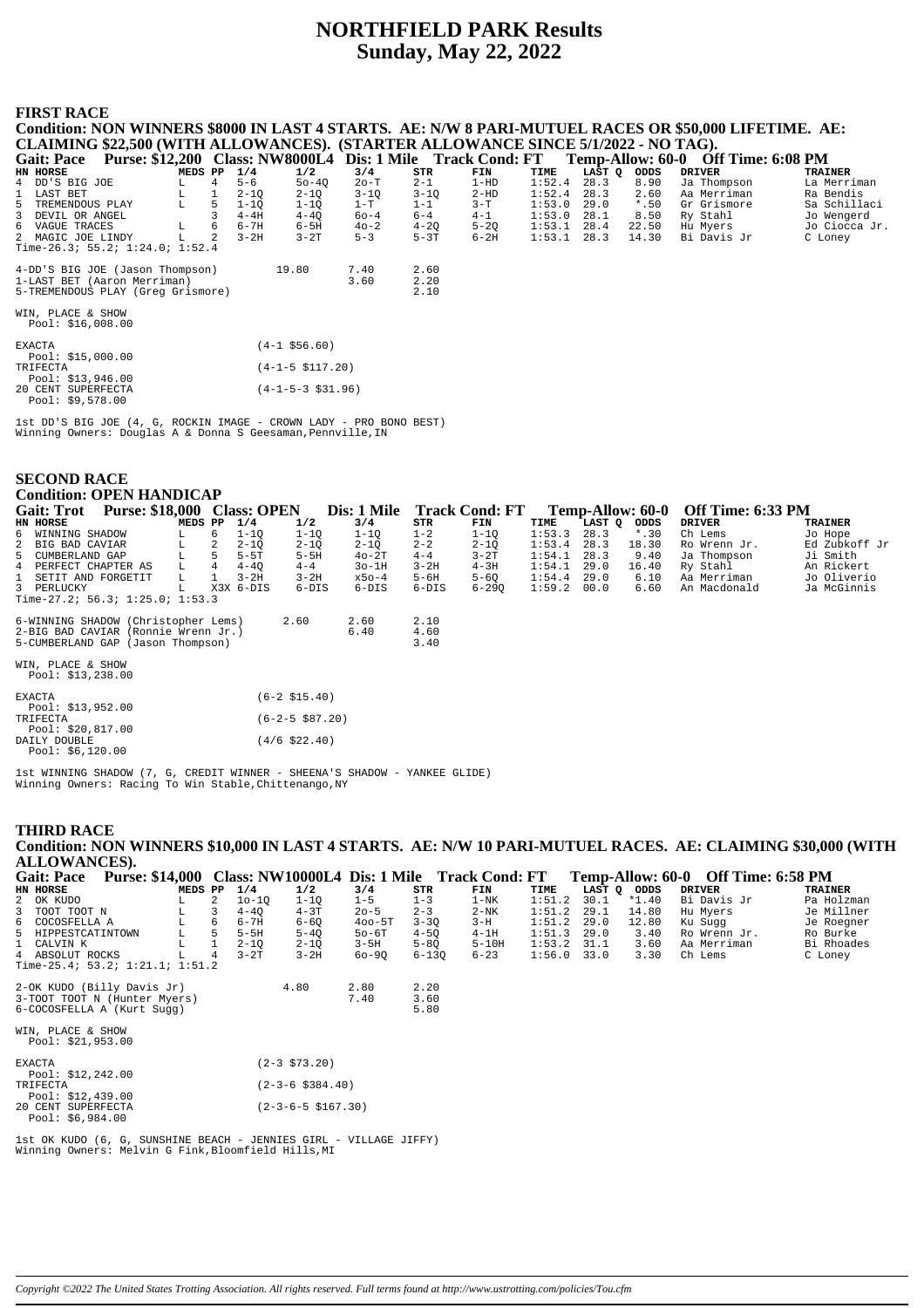# NORTHFIELD PARK Results
## Sunday, May 22, 2022

### FIRST RACE

**Condition: NON WINNERS \$8000 IN LAST 4 STARTS. AE: N/W 8 PARI-MUTUEL RACES OR \$50,000 LIFETIME. AE: CLAIMING \$22,500 (WITH ALLOWANCES). (STARTER ALLOWANCE SINCE 5/1/2022 - NO TAG).**

**Gait: Pace Purse: \$12,200 Class: NW8000L4 Dis: 1 Mile Track Cond: FT Temp-Allow: 60-0 Off Time: 6:08 PM**

| HN | HORSE | MEDS | PP | 1/4 | 1/2 | 3/4 | STR | FIN | TIME | LAST Q | ODDS | DRIVER | TRAINER |
|---|---|---|---|---|---|---|---|---|---|---|---|---|---|
| 4 | DD'S BIG JOE | L | 4 | 5-6 | 5o-4Q | 2o-T | 2-1 | 1-HD | 1:52.4 | 28.3 | 8.90 | Ja Thompson | La Merriman |
| 1 | LAST BET | L | 1 | 2-1Q | 2-1Q | 3-1Q | 3-1Q | 2-HD | 1:52.4 | 28.3 | 2.60 | Aa Merriman | Ra Bendis |
| 5 | TREMENDOUS PLAY | L | 5 | 1-1Q | 1-1Q | 1-T | 1-1 | 3-T | 1:53.0 | 29.0 | *.50 | Gr Grismore | Sa Schillaci |
| 3 | DEVIL OR ANGEL | | 3 | 4-4H | 4-4Q | 6o-4 | 6-4 | 4-1 | 1:53.0 | 28.1 | 8.50 | Ry Stahl | Jo Wengerd |
| 6 | VAGUE TRACES | L | 6 | 6-7H | 6-5H | 4o-2 | 4-2Q | 5-2Q | 1:53.1 | 28.4 | 22.50 | Hu Myers | Jo Ciocca Jr. |
| 2 | MAGIC JOE LINDY | L | 2 | 3-2H | 3-2T | 5-3 | 5-3T | 6-2H | 1:53.1 | 28.3 | 14.30 | Bi Davis Jr | C Loney |

Time-26.3; 55.2; 1:24.0; 1:52.4

| | WIN | PLACE | SHOW |
|---|---|---|---|
| 4-DD'S BIG JOE (Jason Thompson) | 19.80 | 7.40 | 2.60 |
| 1-LAST BET (Aaron Merriman) | | 3.60 | 2.20 |
| 5-TREMENDOUS PLAY (Greg Grismore) | | | 2.10 |

WIN, PLACE & SHOW
Pool: \$16,008.00

| | |
|---|---|
| EXACTA Pool: \$15,000.00 | (4-1 \$56.60) |
| TRIFECTA Pool: \$13,946.00 | (4-1-5 \$117.20) |
| 20 CENT SUPERFECTA Pool: \$9,578.00 | (4-1-5-3 \$31.96) |

1st DD'S BIG JOE (4, G, ROCKIN IMAGE - CROWN LADY - PRO BONO BEST)
Winning Owners: Douglas A & Donna S Geesaman,Pennville,IN

### SECOND RACE

**Condition: OPEN HANDICAP**

**Gait: Trot Purse: \$18,000 Class: OPEN Dis: 1 Mile Track Cond: FT Temp-Allow: 60-0 Off Time: 6:33 PM**

| HN | HORSE | MEDS | PP | 1/4 | 1/2 | 3/4 | STR | FIN | TIME | LAST Q | ODDS | DRIVER | TRAINER |
|---|---|---|---|---|---|---|---|---|---|---|---|---|---|
| 6 | WINNING SHADOW | L | 6 | 1-1Q | 1-1Q | 1-1Q | 1-2 | 1-1Q | 1:53.3 | 28.3 | *.30 | Ch Lems | Jo Hope |
| 2 | BIG BAD CAVIAR | L | 2 | 2-1Q | 2-1Q | 2-1Q | 2-2 | 2-1Q | 1:53.4 | 28.3 | 18.30 | Ro Wrenn Jr. | Ed Zubkoff Jr |
| 5 | CUMBERLAND GAP | L | 5 | 5-5T | 5-5H | 4o-2T | 4-4 | 3-2T | 1:54.1 | 28.3 | 9.40 | Ja Thompson | Ji Smith |
| 4 | PERFECT CHAPTER AS | L | 4 | 4-4Q | 4-4 | 3o-1H | 3-2H | 4-3H | 1:54.1 | 29.0 | 16.40 | Ry Stahl | An Rickert |
| 1 | SETIT AND FORGETIT | L | 1 | 3-2H | 3-2H | x5o-4 | 5-6H | 5-6Q | 1:54.4 | 29.0 | 6.10 | Aa Merriman | Jo Oliverio |
| 3 | PERLUCKY | L | X3X | 6-DIS | 6-DIS | 6-DIS | 6-DIS | 6-29Q | 1:59.2 | 00.0 | 6.60 | An Macdonald | Ja McGinnis |

Time-27.2; 56.3; 1:25.0; 1:53.3

| | WIN | PLACE | SHOW |
|---|---|---|---|
| 6-WINNING SHADOW (Christopher Lems) | 2.60 | 2.60 | 2.10 |
| 2-BIG BAD CAVIAR (Ronnie Wrenn Jr.) | | 6.40 | 4.60 |
| 5-CUMBERLAND GAP (Jason Thompson) | | | 3.40 |

WIN, PLACE & SHOW
Pool: \$13,238.00

| | |
|---|---|
| EXACTA Pool: \$13,952.00 | (6-2 \$15.40) |
| TRIFECTA Pool: \$20,817.00 | (6-2-5 \$87.20) |
| DAILY DOUBLE Pool: \$6,120.00 | (4/6 \$22.40) |

1st WINNING SHADOW (7, G, CREDIT WINNER - SHEENA'S SHADOW - YANKEE GLIDE)
Winning Owners: Racing To Win Stable,Chittenango,NY

### THIRD RACE

**Condition: NON WINNERS \$10,000 IN LAST 4 STARTS. AE: N/W 10 PARI-MUTUEL RACES. AE: CLAIMING \$30,000 (WITH ALLOWANCES).**

**Gait: Pace Purse: \$14,000 Class: NW10000L4 Dis: 1 Mile Track Cond: FT Temp-Allow: 60-0 Off Time: 6:58 PM**

| HN | HORSE | MEDS | PP | 1/4 | 1/2 | 3/4 | STR | FIN | TIME | LAST Q | ODDS | DRIVER | TRAINER |
|---|---|---|---|---|---|---|---|---|---|---|---|---|---|
| 2 | OK KUDO | L | 2 | 1o-1Q | 1-1Q | 1-5 | 1-3 | 1-NK | 1:51.2 | 30.1 | *1.40 | Bi Davis Jr | Pa Holzman |
| 3 | TOOT TOOT N | L | 3 | 4-4Q | 4-3T | 2o-5 | 2-3 | 2-NK | 1:51.2 | 29.1 | 14.80 | Hu Myers | Je Millner |
| 6 | COCOSFELLA A | L | 6 | 6-7H | 6-6Q | 4oo-5T | 3-3Q | 3-H | 1:51.2 | 29.0 | 12.80 | Ku Sugg | Je Roegner |
| 5 | HIPPESTCATINTOWN | L | 5 | 5-5H | 5-4Q | 5o-6T | 4-5Q | 4-1H | 1:51.3 | 29.0 | 3.40 | Ro Wrenn Jr. | Ro Burke |
| 1 | CALVIN K | L | 1 | 2-1Q | 2-1Q | 3-5H | 5-8Q | 5-10H | 1:53.2 | 31.1 | 3.60 | Aa Merriman | Bi Rhoades |
| 4 | ABSOLUT ROCKS | L | 4 | 3-2T | 3-2H | 6o-9Q | 6-13Q | 6-23 | 1:56.0 | 33.0 | 3.30 | Ch Lems | C Loney |

Time-25.4; 53.2; 1:21.1; 1:51.2

| | WIN | PLACE | SHOW |
|---|---|---|---|
| 2-OK KUDO (Billy Davis Jr) | 4.80 | 2.80 | 2.20 |
| 3-TOOT TOOT N (Hunter Myers) | | 7.40 | 3.60 |
| 6-COCOSFELLA A (Kurt Sugg) | | | 5.80 |

WIN, PLACE & SHOW
Pool: \$21,953.00

| | |
|---|---|
| EXACTA Pool: \$12,242.00 | (2-3 \$73.20) |
| TRIFECTA Pool: \$12,439.00 | (2-3-6 \$384.40) |
| 20 CENT SUPERFECTA Pool: \$6,984.00 | (2-3-6-5 \$167.30) |

1st OK KUDO (6, G, SUNSHINE BEACH - JENNIES GIRL - VILLAGE JIFFY)
Winning Owners: Melvin G Fink,Bloomfield Hills,MI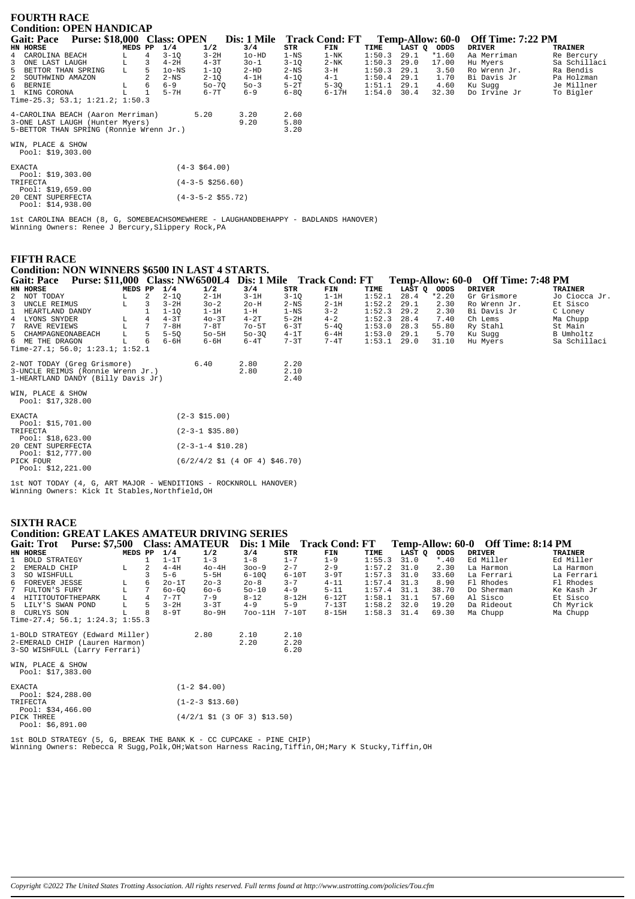## FOURTH RACE

### Condition: OPEN HANDICAP

**Gait: Pace Purse: $18,000 Class: OPEN Dis: 1 Mile Track Cond: FT Temp-Allow: 60-0 Off Time: 7:22 PM**

| HN | HORSE | MEDS | PP | 1/4 | 1/2 | 3/4 | STR | FIN | TIME | LAST Q | ODDS | DRIVER | TRAINER |
|---|---|---|---|---|---|---|---|---|---|---|---|---|---|
| 4 | CAROLINA BEACH | L | 4 | 3-1Q | 3-2H | 1o-HD | 1-NS | 1-NK | 1:50.3 | 29.1 | *1.60 | Aa Merriman | Re Bercury |
| 3 | ONE LAST LAUGH | L | 3 | 4-2H | 4-3T | 3o-1 | 3-1Q | 2-NK | 1:50.3 | 29.0 | 17.00 | Hu Myers | Sa Schillaci |
| 5 | BETTOR THAN SPRING | L | 5 | 1o-NS | 1-1Q | 2-HD | 2-NS | 3-H | 1:50.3 | 29.1 | 3.50 | Ro Wrenn Jr. | Ra Bendis |
| 2 | SOUTHWIND AMAZON | | 2 | 2-NS | 2-1Q | 4-1H | 4-1Q | 4-1 | 1:50.4 | 29.1 | 1.70 | Bi Davis Jr | Pa Holzman |
| 6 | BERNIE | L | 6 | 6-9 | 5o-7Q | 5o-3 | 5-2T | 5-3Q | 1:51.1 | 29.1 | 4.60 | Ku Sugg | Je Millner |
| 1 | KING CORONA | L | 1 | 5-7H | 6-7T | 6-9 | 6-8Q | 6-17H | 1:54.0 | 30.4 | 32.30 | Do Irvine Jr | To Bigler |

Time-25.3; 53.1; 1:21.2; 1:50.3

| | | | |
|---|---|---|---|
| 4-CAROLINA BEACH (Aaron Merriman) | 5.20 | 3.20 | 2.60 |
| 3-ONE LAST LAUGH (Hunter Myers) | | 9.20 | 5.80 |
| 5-BETTOR THAN SPRING (Ronnie Wrenn Jr.) | | | 3.20 |

WIN, PLACE & SHOW
Pool: $19,303.00

| | |
|---|---|
| EXACTA<br>Pool: $19,303.00 | (4-3 $64.00) |
| TRIFECTA<br>Pool: $19,659.00 | (4-3-5 $256.60) |
| 20 CENT SUPERFECTA<br>Pool: $14,938.00 | (4-3-5-2 $55.72) |

1st CAROLINA BEACH (8, G, SOMEBEACHSOMEWHERE - LAUGHANDBEHAPPY - BADLANDS HANOVER)
Winning Owners: Renee J Bercury,Slippery Rock,PA

## FIFTH RACE

### Condition: NON WINNERS $6500 IN LAST 4 STARTS.

**Gait: Pace Purse: $11,000 Class: NW6500L4 Dis: 1 Mile Track Cond: FT Temp-Allow: 60-0 Off Time: 7:48 PM**

| HN | HORSE | MEDS | PP | 1/4 | 1/2 | 3/4 | STR | FIN | TIME | LAST Q | ODDS | DRIVER | TRAINER |
|---|---|---|---|---|---|---|---|---|---|---|---|---|---|
| 2 | NOT TODAY | L | 2 | 2-1Q | 2-1H | 3-1H | 3-1Q | 1-1H | 1:52.1 | 28.4 | *2.20 | Gr Grismore | Jo Ciocca Jr. |
| 3 | UNCLE REIMUS | L | 3 | 3-2H | 3o-2 | 2o-H | 2-NS | 2-1H | 1:52.2 | 29.1 | 2.30 | Ro Wrenn Jr. | Et Sisco |
| 1 | HEARTLAND DANDY | | 1 | 1-1Q | 1-1H | 1-H | 1-NS | 3-2 | 1:52.3 | 29.2 | 2.30 | Bi Davis Jr | C Loney |
| 4 | LYONS SNYDER | L | 4 | 4-3T | 4o-3T | 4-2T | 5-2H | 4-2 | 1:52.3 | 28.4 | 7.40 | Ch Lems | Ma Chupp |
| 7 | RAVE REVIEWS | L | 7 | 7-8H | 7-8T | 7o-5T | 6-3T | 5-4Q | 1:53.0 | 28.3 | 55.80 | Ry Stahl | St Main |
| 5 | CHAMPAGNEONABEACH | L | 5 | 5-5Q | 5o-5H | 5o-3Q | 4-1T | 6-4H | 1:53.0 | 29.1 | 5.70 | Ku Sugg | B Umholtz |
| 6 | ME THE DRAGON | L | 6 | 6-6H | 6-6H | 6-4T | 7-3T | 7-4T | 1:53.1 | 29.0 | 31.10 | Hu Myers | Sa Schillaci |

Time-27.1; 56.0; 1:23.1; 1:52.1

| | | | |
|---|---|---|---|
| 2-NOT TODAY (Greg Grismore) | 6.40 | 2.80 | 2.20 |
| 3-UNCLE REIMUS (Ronnie Wrenn Jr.) | | 2.80 | 2.10 |
| 1-HEARTLAND DANDY (Billy Davis Jr) | | | 2.40 |

WIN, PLACE & SHOW
Pool: $17,328.00

| | |
|---|---|
| EXACTA<br>Pool: $15,701.00 | (2-3 $15.00) |
| TRIFECTA<br>Pool: $18,623.00 | (2-3-1 $35.80) |
| 20 CENT SUPERFECTA<br>Pool: $12,777.00 | (2-3-1-4 $10.28) |
| PICK FOUR<br>Pool: $12,221.00 | (6/2/4/2 $1 (4 OF 4) $46.70) |

1st NOT TODAY (4, G, ART MAJOR - WENDITIONS - ROCKNROLL HANOVER)
Winning Owners: Kick It Stables,Northfield,OH

## SIXTH RACE

### Condition: GREAT LAKES AMATEUR DRIVING SERIES

**Gait: Trot Purse: $7,500 Class: AMATEUR Dis: 1 Mile Track Cond: FT Temp-Allow: 60-0 Off Time: 8:14 PM**

| HN | HORSE | MEDS | PP | 1/4 | 1/2 | 3/4 | STR | FIN | TIME | LAST Q | ODDS | DRIVER | TRAINER |
|---|---|---|---|---|---|---|---|---|---|---|---|---|---|
| 1 | BOLD STRATEGY | | 1 | 1-1T | 1-3 | 1-8 | 1-7 | 1-9 | 1:55.3 | 31.0 | *.40 | Ed Miller | Ed Miller |
| 2 | EMERALD CHIP | L | 2 | 4-4H | 4o-4H | 3oo-9 | 2-7 | 2-9 | 1:57.2 | 31.0 | 2.30 | La Harmon | La Harmon |
| 3 | SO WISHFULL | | 3 | 5-6 | 5-5H | 6-10Q | 6-10T | 3-9T | 1:57.3 | 31.0 | 33.60 | La Ferrari | La Ferrari |
| 6 | FOREVER JESSE | L | 6 | 2o-1T | 2o-3 | 2o-8 | 3-7 | 4-11 | 1:57.4 | 31.3 | 8.90 | Fl Rhodes | Fl Rhodes |
| 7 | FULTON'S FURY | L | 7 | 6o-6Q | 6o-6 | 5o-10 | 4-9 | 5-11 | 1:57.4 | 31.1 | 38.70 | Do Sherman | Ke Kash Jr |
| 4 | HITITOUTOFTHEPARK | L | 4 | 7-7T | 7-9 | 8-12 | 8-12H | 6-12T | 1:58.1 | 31.1 | 57.60 | Al Sisco | Et Sisco |
| 5 | LILY'S SWAN POND | L | 5 | 3-2H | 3-3T | 4-9 | 5-9 | 7-13T | 1:58.2 | 32.0 | 19.20 | Da Rideout | Ch Myrick |
| 8 | CURLYS SON | L | 8 | 8-9T | 8o-9H | 7oo-11H | 7-10T | 8-15H | 1:58.3 | 31.4 | 69.30 | Ma Chupp | Ma Chupp |

Time-27.4; 56.1; 1:24.3; 1:55.3

| | | | |
|---|---|---|---|
| 1-BOLD STRATEGY (Edward Miller) | 2.80 | 2.10 | 2.10 |
| 2-EMERALD CHIP (Lauren Harmon) | | 2.20 | 2.20 |
| 3-SO WISHFULL (Larry Ferrari) | | | 6.20 |

WIN, PLACE & SHOW
Pool: $17,383.00

| | |
|---|---|
| EXACTA<br>Pool: $24,288.00 | (1-2 $4.00) |
| TRIFECTA<br>Pool: $34,466.00 | (1-2-3 $13.60) |
| PICK THREE<br>Pool: $6,891.00 | (4/2/1 $1 (3 OF 3) $13.50) |

1st BOLD STRATEGY (5, G, BREAK THE BANK K - CC CUPCAKE - PINE CHIP)
Winning Owners: Rebecca R Sugg,Polk,OH;Watson Harness Racing,Tiffin,OH;Mary K Stucky,Tiffin,OH

*Copyright ©2022 The United States Trotting Association. All rights reserved. Full terms found at http://www.ustrotting.com/policies/Tou.cfm*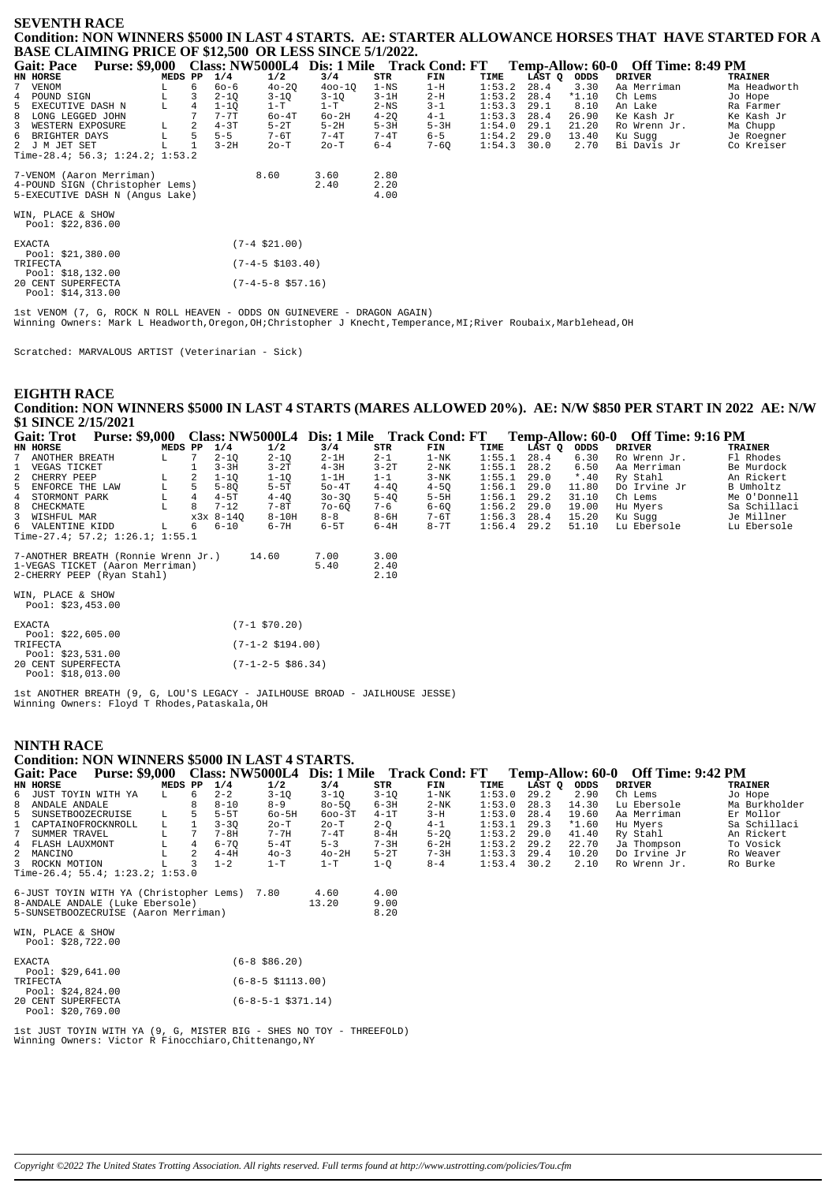## SEVENTH RACE

**Condition: NON WINNERS $5000 IN LAST 4 STARTS. AE: STARTER ALLOWANCE HORSES THAT HAVE STARTED FOR A BASE CLAIMING PRICE OF $12,500 OR LESS SINCE 5/1/2022.**

**Gait: Pace Purse: $9,000 Class: NW5000L4 Dis: 1 Mile Track Cond: FT Temp-Allow: 60-0 Off Time: 8:49 PM**

| HN | HORSE | MEDS | PP | 1/4 | 1/2 | 3/4 | STR | FIN | TIME | LAST Q | ODDS | DRIVER | TRAINER |
|---|---|---|---|---|---|---|---|---|---|---|---|---|---|
| 7 | VENOM | L | 6 | 6o-6 | 4o-2Q | 4oo-1Q | 1-NS | 1-H | 1:53.2 | 28.4 | 3.30 | Aa Merriman | Ma Headworth |
| 4 | POUND SIGN | L | 3 | 2-1Q | 3-1Q | 3-1Q | 3-1H | 2-H | 1:53.2 | 28.4 | *1.10 | Ch Lems | Jo Hope |
| 5 | EXECUTIVE DASH N | L | 4 | 1-1Q | 1-T | 1-T | 2-NS | 3-1 | 1:53.3 | 29.1 | 8.10 | An Lake | Ra Farmer |
| 8 | LONG LEGGED JOHN | | 7 | 7-7T | 6o-4T | 6o-2H | 4-2Q | 4-1 | 1:53.3 | 28.4 | 26.90 | Ke Kash Jr | Ke Kash Jr |
| 3 | WESTERN EXPOSURE | L | 2 | 4-3T | 5-2T | 5-2H | 5-3H | 5-3H | 1:54.0 | 29.1 | 21.20 | Ro Wrenn Jr. | Ma Chupp |
| 6 | BRIGHTER DAYS | L | 5 | 5-5 | 7-6T | 7-4T | 7-4T | 6-5 | 1:54.2 | 29.0 | 13.40 | Ku Sugg | Je Roegner |
| 2 | J M JET SET | L | 1 | 3-2H | 2o-T | 2o-T | 6-4 | 7-6Q | 1:54.3 | 30.0 | 2.70 | Bi Davis Jr | Co Kreiser |

Time-28.4; 56.3; 1:24.2; 1:53.2

| | WIN | PLACE | SHOW |
|---|---|---|---|
| 7-VENOM (Aaron Merriman) | 8.60 | 3.60 | 2.80 |
| 4-POUND SIGN (Christopher Lems) | | 2.40 | 2.20 |
| 5-EXECUTIVE DASH N (Angus Lake) | | | 4.00 |

WIN, PLACE & SHOW
Pool: $22,836.00

EXACTA (7-4 $21.00)
Pool: $21,380.00
TRIFECTA (7-4-5 $103.40)
Pool: $18,132.00
20 CENT SUPERFECTA (7-4-5-8 $57.16)
Pool: $14,313.00

1st VENOM (7, G, ROCK N ROLL HEAVEN - ODDS ON GUINEVERE - DRAGON AGAIN)
Winning Owners: Mark L Headworth,Oregon,OH;Christopher J Knecht,Temperance,MI;River Roubaix,Marblehead,OH

Scratched: MARVALOUS ARTIST (Veterinarian - Sick)

## EIGHTH RACE

**Condition: NON WINNERS $5000 IN LAST 4 STARTS (MARES ALLOWED 20%). AE: N/W $850 PER START IN 2022 AE: N/W $1 SINCE 2/15/2021**

**Gait: Trot Purse: $9,000 Class: NW5000L4 Dis: 1 Mile Track Cond: FT Temp-Allow: 60-0 Off Time: 9:16 PM**

| HN | HORSE | MEDS | PP | 1/4 | 1/2 | 3/4 | STR | FIN | TIME | LAST Q | ODDS | DRIVER | TRAINER |
|---|---|---|---|---|---|---|---|---|---|---|---|---|---|
| 7 | ANOTHER BREATH | L | 7 | 2-1Q | 2-1Q | 2-1H | 2-1 | 1-NK | 1:55.1 | 28.4 | 6.30 | Ro Wrenn Jr. | Fl Rhodes |
| 1 | VEGAS TICKET | | 1 | 3-3H | 3-2T | 4-3H | 3-2T | 2-NK | 1:55.1 | 28.2 | 6.50 | Aa Merriman | Be Murdock |
| 2 | CHERRY PEEP | L | 2 | 1-1Q | 1-1Q | 1-1H | 1-1 | 3-NK | 1:55.1 | 29.0 | *.40 | Ry Stahl | An Rickert |
| 5 | ENFORCE THE LAW | L | 5 | 5-8Q | 5-5T | 5o-4T | 4-4Q | 4-5Q | 1:56.1 | 29.0 | 11.80 | Do Irvine Jr | B Umholtz |
| 4 | STORMONT PARK | L | 4 | 4-5T | 4-4Q | 3o-3Q | 5-4Q | 5-5H | 1:56.1 | 29.2 | 31.10 | Ch Lems | Me O'Donnell |
| 8 | CHECKMATE | L | 8 | 7-12 | 7-8T | 7o-6Q | 7-6 | 6-6Q | 1:56.2 | 29.0 | 19.00 | Hu Myers | Sa Schillaci |
| 3 | WISHFUL MAR | | x3x | 8-14Q | 8-10H | 8-8 | 8-6H | 7-6T | 1:56.3 | 28.4 | 15.20 | Ku Sugg | Je Millner |
| 6 | VALENTINE KIDD | L | 6 | 6-10 | 6-7H | 6-5T | 6-4H | 8-7T | 1:56.4 | 29.2 | 51.10 | Lu Ebersole | Lu Ebersole |

Time-27.4; 57.2; 1:26.1; 1:55.1

| | WIN | PLACE | SHOW |
|---|---|---|---|
| 7-ANOTHER BREATH (Ronnie Wrenn Jr.) | 14.60 | 7.00 | 3.00 |
| 1-VEGAS TICKET (Aaron Merriman) | | 5.40 | 2.40 |
| 2-CHERRY PEEP (Ryan Stahl) | | | 2.10 |

WIN, PLACE & SHOW
Pool: $23,453.00

EXACTA (7-1 $70.20)
Pool: $22,605.00
TRIFECTA (7-1-2 $194.00)
Pool: $23,531.00
20 CENT SUPERFECTA (7-1-2-5 $86.34)
Pool: $18,013.00

1st ANOTHER BREATH (9, G, LOU'S LEGACY - JAILHOUSE BROAD - JAILHOUSE JESSE)
Winning Owners: Floyd T Rhodes,Pataskala,OH

## NINTH RACE

**Condition: NON WINNERS $5000 IN LAST 4 STARTS.**

**Gait: Pace Purse: $9,000 Class: NW5000L4 Dis: 1 Mile Track Cond: FT Temp-Allow: 60-0 Off Time: 9:42 PM**

| HN | HORSE | MEDS | PP | 1/4 | 1/2 | 3/4 | STR | FIN | TIME | LAST Q | ODDS | DRIVER | TRAINER |
|---|---|---|---|---|---|---|---|---|---|---|---|---|---|
| 6 | JUST TOYIN WITH YA | L | 6 | 2-2 | 3-1Q | 3-1Q | 3-1Q | 1-NK | 1:53.0 | 29.2 | 2.90 | Ch Lems | Jo Hope |
| 8 | ANDALE ANDALE | L | 8 | 8-10 | 8-9 | 8o-5Q | 6-3H | 2-NK | 1:53.0 | 28.3 | 14.30 | Lu Ebersole | Ma Burkholder |
| 5 | SUNSETBOOZECRUISE | L | 5 | 5-5T | 6o-5H | 6oo-3T | 4-1T | 3-H | 1:53.0 | 28.4 | 19.60 | Aa Merriman | Er Mollor |
| 1 | CAPTAINOFROCKNROLL | L | 1 | 3-3Q | 2o-T | 2o-T | 2-Q | 4-1 | 1:53.1 | 29.3 | *1.60 | Hu Myers | Sa Schillaci |
| 7 | SUMMER TRAVEL | L | 7 | 7-8H | 7-7H | 7-4T | 8-4H | 5-2Q | 1:53.2 | 29.0 | 41.40 | Ry Stahl | An Rickert |
| 4 | FLASH LAUXMONT | L | 4 | 6-7Q | 5-4T | 5-3 | 7-3H | 6-2H | 1:53.2 | 29.2 | 22.70 | Ja Thompson | To Vosick |
| 2 | MANCINO | L | 2 | 4-4H | 4o-3 | 4o-2H | 5-2T | 7-3H | 1:53.3 | 29.4 | 10.20 | Do Irvine Jr | Ro Weaver |
| 3 | ROCKN MOTION | L | 3 | 1-2 | 1-T | 1-T | 1-Q | 8-4 | 1:53.4 | 30.2 | 2.10 | Ro Wrenn Jr. | Ro Burke |

Time-26.4; 55.4; 1:23.2; 1:53.0

| | WIN | PLACE | SHOW |
|---|---|---|---|
| 6-JUST TOYIN WITH YA (Christopher Lems) | 7.80 | 4.60 | 4.00 |
| 8-ANDALE ANDALE (Luke Ebersole) | | 13.20 | 9.00 |
| 5-SUNSETBOOZECRUISE (Aaron Merriman) | | | 8.20 |

WIN, PLACE & SHOW
Pool: $28,722.00

EXACTA (6-8 $86.20)
Pool: $29,641.00
TRIFECTA (6-8-5 $1113.00)
Pool: $24,824.00
20 CENT SUPERFECTA (6-8-5-1 $371.14)
Pool: $20,769.00

1st JUST TOYIN WITH YA (9, G, MISTER BIG - SHES NO TOY - THREEFOLD)
Winning Owners: Victor R Finocchiaro,Chittenango,NY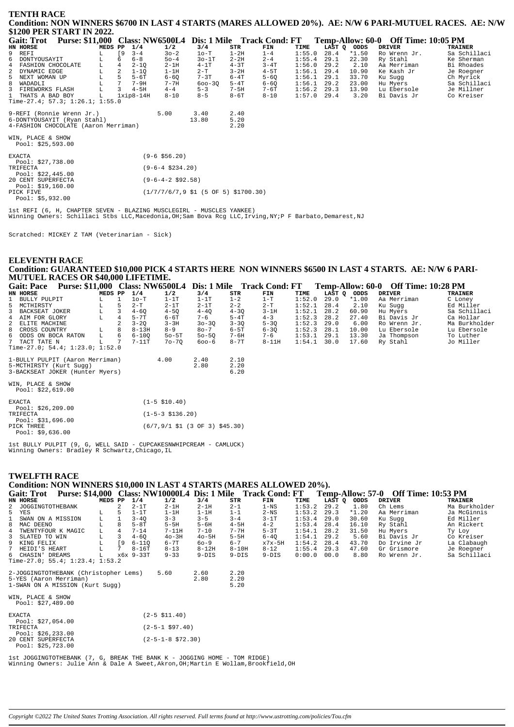## TENTH RACE

**Condition: NON WINNERS \$6700 IN LAST 4 STARTS (MARES ALLOWED 20%). AE: N/W 6 PARI-MUTUEL RACES. AE: N/W \$1200 PER START IN 2022.**

**Gait: Trot Purse: \$11,000 Class: NW6500L4 Dis: 1 Mile Track Cond: FT Temp-Allow: 60-0 Off Time: 10:05 PM**

| HN | HORSE | MEDS | PP | 1/4 | 1/2 | 3/4 | STR | FIN | TIME | LAST Q | ODDS | DRIVER | TRAINER |
|---|---|---|---|---|---|---|---|---|---|---|---|---|---|
| 9 | REFI | L | [9 | 3-4 | 3o-2 | 1o-T | 1-2H | 1-4 | 1:55.0 | 28.4 | *1.50 | Ro Wrenn Jr. | Sa Schillaci |
| 6 | DONTYOUSAYIT | L | 6 | 6-8 | 5o-4 | 3o-1T | 2-2H | 2-4 | 1:55.4 | 29.1 | 22.30 | Ry Stahl | Ke Sherman |
| 4 | FASHION CHOCOLATE | L | 4 | 2-1Q | 2-1H | 4-1T | 4-3T | 3-4T | 1:56.0 | 29.2 | 2.10 | Aa Merriman | Bi Rhoades |
| 2 | DYNAMIC EDGE | L | 2 | 1-1Q | 1-1H | 2-T | 3-2H | 4-5T | 1:56.1 | 29.4 | 10.90 | Ke Kash Jr | Je Roegner |
| 5 | NEXT WOMAN UP | L | 5 | 5-6T | 6-6Q | 7-3T | 6-4T | 5-6Q | 1:56.1 | 29.1 | 33.70 | Ku Sugg | Ch Myrick |
| 8 | WADADLI | L | 7 | 7-9H | 7-7H | 6oo-3Q | 5-4T | 6-6Q | 1:56.1 | 29.2 | 23.00 | Hu Myers | Sa Schillaci |
| 3 | FIREWORKS FLASH | L | 3 | 4-5H | 4-4 | 5-3 | 7-5H | 7-6T | 1:56.2 | 29.3 | 13.90 | Lu Ebersole | Je Millner |
| 1 | THATS A BAD BOY | L | 1xip | 8-14H | 8-10 | 8-5 | 8-6T | 8-10 | 1:57.0 | 29.4 | 3.20 | Bi Davis Jr | Co Kreiser |

Time-27.4; 57.3; 1:26.1; 1:55.0

| | | | |
|---|---|---|---|
| 9-REFI (Ronnie Wrenn Jr.) | 5.00 | 3.40 | 2.40 |
| 6-DONTYOUSAYIT (Ryan Stahl) | | 13.80 | 5.20 |
| 4-FASHION CHOCOLATE (Aaron Merriman) | | | 2.20 |

WIN, PLACE & SHOW
Pool: \$25,593.00

| | |
|---|---|
| EXACTA Pool: \$27,738.00 | (9-6 \$56.20) |
| TRIFECTA Pool: \$22,445.00 | (9-6-4 \$234.20) |
| 20 CENT SUPERFECTA Pool: \$19,160.00 | (9-6-4-2 \$92.58) |
| PICK FIVE Pool: \$5,932.00 | (1/7/7/6/7,9 \$1 (5 OF 5) \$1700.30) |

1st REFI (6, H, CHAPTER SEVEN - BLAZING MUSCLEGIRL - MUSCLES YANKEE)
Winning Owners: Schillaci Stbs LLC,Macedonia,OH;Sam Bova Rcg LLC,Irving,NY;P F Barbato,Demarest,NJ

Scratched: MICKEY Z TAM (Veterinarian - Sick)

## ELEVENTH RACE

**Condition: GUARANTEED \$10,000 PICK 4 STARTS HERE NON WINNERS \$6500 IN LAST 4 STARTS. AE: N/W 6 PARI-MUTUEL RACES OR \$40,000 LIFETIME.**

**Gait: Pace Purse: \$11,000 Class: NW6500L4 Dis: 1 Mile Track Cond: FT Temp-Allow: 60-0 Off Time: 10:28 PM**

| HN | HORSE | MEDS | PP | 1/4 | 1/2 | 3/4 | STR | FIN | TIME | LAST Q | ODDS | DRIVER | TRAINER |
|---|---|---|---|---|---|---|---|---|---|---|---|---|---|
| 1 | BULLY PULPIT | L | 1 | 1o-T | 1-1T | 1-1T | 1-2 | 1-T | 1:52.0 | 29.0 | *1.00 | Aa Merriman | C Loney |
| 5 | MCTHIRSTY | L | 5 | 2-T | 2-1T | 2-1T | 2-2 | 2-T | 1:52.1 | 28.4 | 2.10 | Ku Sugg | Ed Miller |
| 3 | BACKSEAT JOKER | L | 3 | 4-6Q | 4-5Q | 4-4Q | 4-3Q | 3-1H | 1:52.1 | 28.2 | 60.90 | Hu Myers | Sa Schillaci |
| 4 | AIM FOR GLORY | L | 4 | 5-7T | 6-6T | 7-6 | 5-4T | 4-3 | 1:52.3 | 28.2 | 27.40 | Bi Davis Jr | Ca Hollar |
| 2 | ELITE MACHINE | | 2 | 3-2Q | 3-3H | 3o-3Q | 3-3Q | 5-3Q | 1:52.3 | 29.0 | 6.00 | Ro Wrenn Jr. | Ma Burkholder |
| 8 | CROSS COUNTRY | L | 8 | 8-13H | 8-9 | 8o-7 | 6-5T | 6-3Q | 1:52.3 | 28.1 | 10.00 | Lu Ebersole | Lu Ebersole |
| 6 | ODDS ON BOCA RATON | L | 6 | 6-10Q | 5o-5T | 5o-5Q | 7-6H | 7-6 | 1:53.1 | 29.1 | 13.30 | Ja Thompson | To Luther |
| 7 | TACT TATE N | L | 7 | 7-11T | 7o-7Q | 6oo-6 | 8-7T | 8-11H | 1:54.1 | 30.0 | 17.60 | Ry Stahl | Jo Miller |

Time-27.0; 54.4; 1:23.0; 1:52.0

| | | | |
|---|---|---|---|
| 1-BULLY PULPIT (Aaron Merriman) | 4.00 | 2.40 | 2.10 |
| 5-MCTHIRSTY (Kurt Sugg) | | 2.80 | 2.20 |
| 3-BACKSEAT JOKER (Hunter Myers) | | | 6.20 |

WIN, PLACE & SHOW
Pool: \$22,619.00

| | |
|---|---|
| EXACTA Pool: \$26,209.00 | (1-5 \$10.40) |
| TRIFECTA Pool: \$31,696.00 | (1-5-3 \$136.20) |
| PICK THREE Pool: \$9,636.00 | (6/7,9/1 \$1 (3 OF 3) \$45.30) |

1st BULLY PULPIT (9, G, WELL SAID - CUPCAKESNWHIPCREAM - CAMLUCK)
Winning Owners: Bradley R Schwartz,Chicago,IL

## TWELFTH RACE

**Condition: NON WINNERS \$10,000 IN LAST 4 STARTS (MARES ALLOWED 20%).**

**Gait: Trot Purse: \$14,000 Class: NW10000L4 Dis: 1 Mile Track Cond: FT Temp-Allow: 57-0 Off Time: 10:53 PM**

| HN | HORSE | MEDS | PP | 1/4 | 1/2 | 3/4 | STR | FIN | TIME | LAST Q | ODDS | DRIVER | TRAINER |
|---|---|---|---|---|---|---|---|---|---|---|---|---|---|
| 2 | JOGGINGTOTHEBANK | | 2 | 2-1T | 2-1H | 2-1H | 2-1 | 1-NS | 1:53.2 | 29.2 | 1.80 | Ch Lems | Ma Burkholder |
| 5 | YES | L | 5 | 1-1T | 1-1H | 1-1H | 1-1 | 2-NS | 1:53.2 | 29.3 | *1.20 | Aa Merriman | Ja McGinnis |
| 1 | SWAN ON A MISSION | L | 1 | 3-4Q | 3-3 | 3-5 | 3-4 | 3-1T | 1:53.4 | 29.0 | 30.60 | Ku Sugg | Ed Miller |
| 8 | MAC DEENO | L | 8 | 5-8T | 5-5H | 5-6H | 4-5H | 4-2 | 1:53.4 | 28.4 | 16.10 | Ry Stahl | An Rickert |
| 4 | TWENTYFOUR K MAGIC | L | 4 | 7-14 | 7-11H | 7-10 | 7-7H | 5-3T | 1:54.1 | 28.2 | 31.50 | Hu Myers | Ty Loy |
| 3 | SLATED TO WIN | L | 3 | 4-6Q | 4o-3H | 4o-5H | 5-5H | 6-4Q | 1:54.1 | 29.2 | 5.60 | Bi Davis Jr | Co Kreiser |
| 9 | KING FELIX | L | [9 | 6-11Q | 6-7T | 6o-9 | 6-7 | x7x-5H | 1:54.2 | 28.4 | 43.70 | Do Irvine Jr | La Clabaugh |
| 7 | HEIDI'S HEART | L | 7 | 8-16T | 8-13 | 8-12H | 8-10H | 8-12 | 1:55.4 | 29.3 | 47.60 | Gr Grismore | Je Roegner |
| 6 | CHASIN' DREAMS | L | x6x | 9-33T | 9-33 | 9-DIS | 9-DIS | 9-DIS | 0:00.0 | 00.0 | 8.80 | Ro Wrenn Jr. | Sa Schillaci |

Time-27.0; 55.4; 1:23.4; 1:53.2

| | | | |
|---|---|---|---|
| 2-JOGGINGTOTHEBANK (Christopher Lems) | 5.60 | 2.60 | 2.20 |
| 5-YES (Aaron Merriman) | | 2.80 | 2.20 |
| 1-SWAN ON A MISSION (Kurt Sugg) | | | 5.20 |

WIN, PLACE & SHOW
Pool: \$27,489.00

| | |
|---|---|
| EXACTA Pool: \$27,054.00 | (2-5 \$11.40) |
| TRIFECTA Pool: \$26,233.00 | (2-5-1 \$97.40) |
| 20 CENT SUPERFECTA Pool: \$25,723.00 | (2-5-1-8 \$72.30) |

1st JOGGINGTOTHEBANK (7, G, BREAK THE BANK K - JOGGING HOME - TOM RIDGE)
Winning Owners: Julie Ann & Dale A Sweet,Akron,OH;Martin E Wollam,Brookfield,OH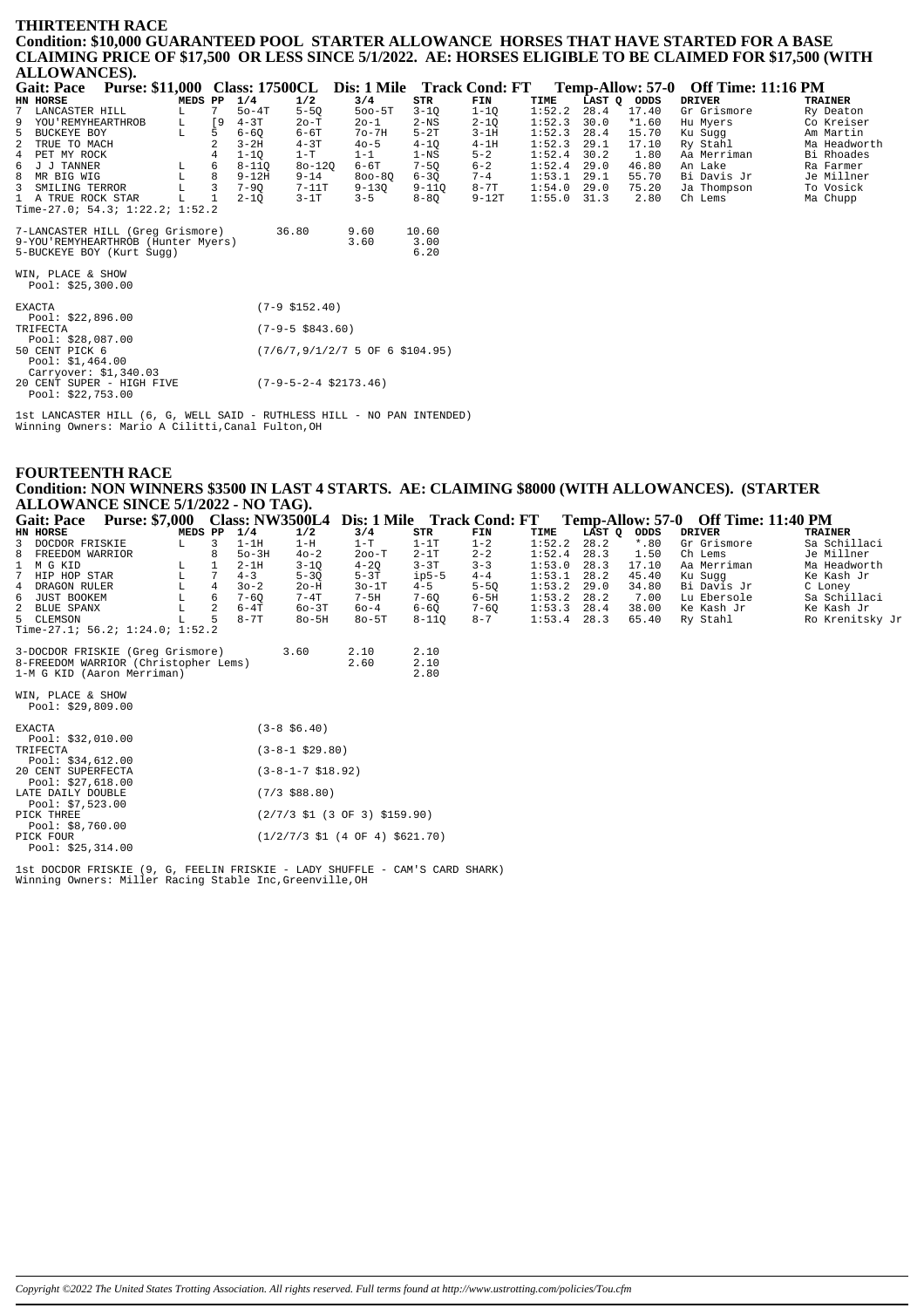## THIRTEENTH RACE

**Condition: $10,000 GUARANTEED POOL STARTER ALLOWANCE HORSES THAT HAVE STARTED FOR A BASE CLAIMING PRICE OF $17,500 OR LESS SINCE 5/1/2022. AE: HORSES ELIGIBLE TO BE CLAIMED FOR $17,500 (WITH ALLOWANCES).**

**Gait: Pace Purse: $11,000 Class: 17500CL Dis: 1 Mile Track Cond: FT Temp-Allow: 57-0 Off Time: 11:16 PM**

| HN | HORSE | MEDS | PP | 1/4 | 1/2 | 3/4 | STR | FIN | TIME | LAST Q | ODDS | DRIVER | TRAINER |
|---|---|---|---|---|---|---|---|---|---|---|---|---|---|
| 7 | LANCASTER HILL | L | 7 | 5o-4T | 5-5Q | 5oo-5T | 3-1Q | 1-1Q | 1:52.2 | 28.4 | 17.40 | Gr Grismore | Ry Deaton |
| 9 | YOU'REMYHEARTHROB | L | [9 | 4-3T | 2o-T | 2o-1 | 2-NS | 2-1Q | 1:52.3 | 30.0 | *1.60 | Hu Myers | Co Kreiser |
| 5 | BUCKEYE BOY | L | 5 | 6-6Q | 6-6T | 7o-7H | 5-2T | 3-1H | 1:52.3 | 28.4 | 15.70 | Ku Sugg | Am Martin |
| 2 | TRUE TO MACH | | 2 | 3-2H | 4-3T | 4o-5 | 4-1Q | 4-1H | 1:52.3 | 29.1 | 17.10 | Ry Stahl | Ma Headworth |
| 4 | PET MY ROCK | | 4 | 1-1Q | 1-T | 1-1 | 1-NS | 5-2 | 1:52.4 | 30.2 | 1.80 | Aa Merriman | Bi Rhoades |
| 6 | J J TANNER | L | 6 | 8-11Q | 8o-12Q | 6-6T | 7-5Q | 6-2 | 1:52.4 | 29.0 | 46.80 | An Lake | Ra Farmer |
| 8 | MR BIG WIG | L | 8 | 9-12H | 9-14 | 8oo-8Q | 6-3Q | 7-4 | 1:53.1 | 29.1 | 55.70 | Bi Davis Jr | Je Millner |
| 3 | SMILING TERROR | L | 3 | 7-9Q | 7-11T | 9-13Q | 9-11Q | 8-7T | 1:54.0 | 29.0 | 75.20 | Ja Thompson | To Vosick |
| 1 | A TRUE ROCK STAR | L | 1 | 2-1Q | 3-1T | 3-5 | 8-8Q | 9-12T | 1:55.0 | 31.3 | 2.80 | Ch Lems | Ma Chupp |

Time-27.0; 54.3; 1:22.2; 1:52.2

| | | | |
|---|---|---|---|
| 7-LANCASTER HILL (Greg Grismore) | 36.80 | 9.60 | 10.60 |
| 9-YOU'REMYHEARTHROB (Hunter Myers) | | 3.60 | 3.00 |
| 5-BUCKEYE BOY (Kurt Sugg) | | | 6.20 |

WIN, PLACE & SHOW
Pool: $25,300.00

| | |
|---|---|
| EXACTA Pool: $22,896.00 | (7-9 $152.40) |
| TRIFECTA Pool: $28,087.00 | (7-9-5 $843.60) |
| 50 CENT PICK 6 Pool: $1,464.00 Carryover: $1,340.03 | (7/6/7,9/1/2/7 5 OF 6 $104.95) |
| 20 CENT SUPER - HIGH FIVE Pool: $22,753.00 | (7-9-5-2-4 $2173.46) |

1st LANCASTER HILL (6, G, WELL SAID - RUTHLESS HILL - NO PAN INTENDED)
Winning Owners: Mario A Cilitti,Canal Fulton,OH

## FOURTEENTH RACE

**Condition: NON WINNERS $3500 IN LAST 4 STARTS. AE: CLAIMING $8000 (WITH ALLOWANCES). (STARTER ALLOWANCE SINCE 5/1/2022 - NO TAG).**

**Gait: Pace Purse: $7,000 Class: NW3500L4 Dis: 1 Mile Track Cond: FT Temp-Allow: 57-0 Off Time: 11:40 PM**

| HN | HORSE | MEDS | PP | 1/4 | 1/2 | 3/4 | STR | FIN | TIME | LAST Q | ODDS | DRIVER | TRAINER |
|---|---|---|---|---|---|---|---|---|---|---|---|---|---|
| 3 | DOCDOR FRISKIE | L | 3 | 1-1H | 1-H | 1-T | 1-1T | 1-2 | 1:52.2 | 28.2 | *.80 | Gr Grismore | Sa Schillaci |
| 8 | FREEDOM WARRIOR | | 8 | 5o-3H | 4o-2 | 2oo-T | 2-1T | 2-2 | 1:52.4 | 28.3 | 1.50 | Ch Lems | Je Millner |
| 1 | M G KID | L | 1 | 2-1H | 3-1Q | 4-2Q | 3-3T | 3-3 | 1:53.0 | 28.3 | 17.10 | Aa Merriman | Ma Headworth |
| 7 | HIP HOP STAR | L | 7 | 4-3 | 5-3Q | 5-3T | ip5-5 | 4-4 | 1:53.1 | 28.2 | 45.40 | Ku Sugg | Ke Kash Jr |
| 4 | DRAGON RULER | L | 4 | 3o-2 | 2o-H | 3o-1T | 4-5 | 5-5Q | 1:53.2 | 29.0 | 34.80 | Bi Davis Jr | C Loney |
| 6 | JUST BOOKEM | L | 6 | 7-6Q | 7-4T | 7-5H | 7-6Q | 6-5H | 1:53.2 | 28.2 | 7.00 | Lu Ebersole | Sa Schillaci |
| 2 | BLUE SPANX | L | 2 | 6-4T | 6o-3T | 6o-4 | 6-6Q | 7-6Q | 1:53.3 | 28.4 | 38.00 | Ke Kash Jr | Ke Kash Jr |
| 5 | CLEMSON | L | 5 | 8-7T | 8o-5H | 8o-5T | 8-11Q | 8-7 | 1:53.4 | 28.3 | 65.40 | Ry Stahl | Ro Krenitsky Jr |

Time-27.1; 56.2; 1:24.0; 1:52.2

| | | | |
|---|---|---|---|
| 3-DOCDOR FRISKIE (Greg Grismore) | 3.60 | 2.10 | 2.10 |
| 8-FREEDOM WARRIOR (Christopher Lems) | | 2.60 | 2.10 |
| 1-M G KID (Aaron Merriman) | | | 2.80 |

WIN, PLACE & SHOW
Pool: $29,809.00

| | |
|---|---|
| EXACTA Pool: $32,010.00 | (3-8 $6.40) |
| TRIFECTA Pool: $34,612.00 | (3-8-1 $29.80) |
| 20 CENT SUPERFECTA Pool: $27,618.00 | (3-8-1-7 $18.92) |
| LATE DAILY DOUBLE Pool: $7,523.00 | (7/3 $88.80) |
| PICK THREE Pool: $8,760.00 | (2/7/3 $1 (3 OF 3) $159.90) |
| PICK FOUR Pool: $25,314.00 | (1/2/7/3 $1 (4 OF 4) $621.70) |

1st DOCDOR FRISKIE (9, G, FEELIN FRISKIE - LADY SHUFFLE - CAM'S CARD SHARK)
Winning Owners: Miller Racing Stable Inc,Greenville,OH

Copyright ©2022 The United States Trotting Association. All rights reserved. Full terms found at http://www.ustrotting.com/policies/Tou.cfm